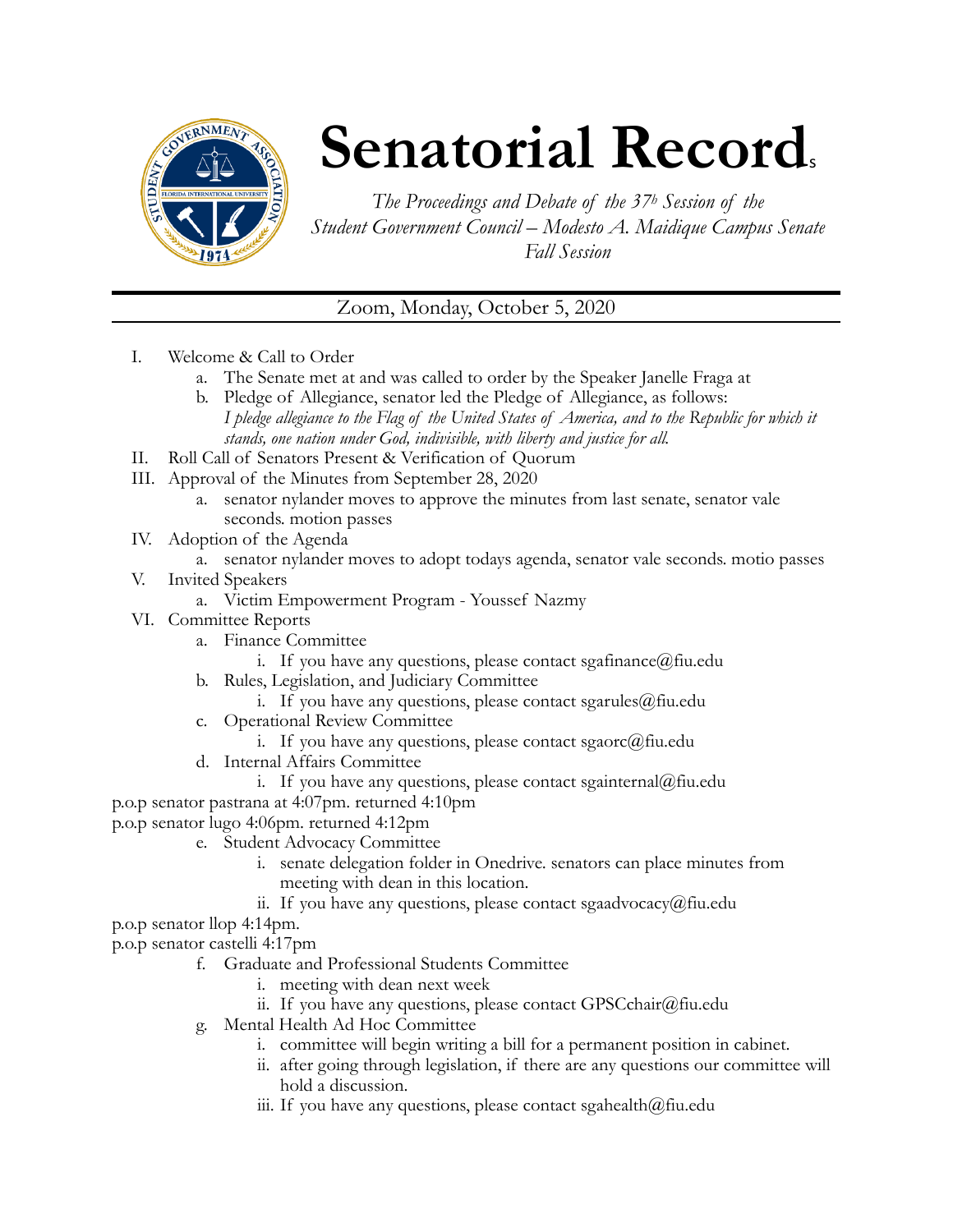# Senatorial Records

*The Proceedings and Debate of the 37th Session of the Student Government Council – Modesto A. Maidique Campus Senate Fall Session*

Zoom, Monday, October 5, 2020

I. Welcome & Call to Order
   a. The Senate met at and was called to order by the Speaker Janelle Fraga at
   b. Pledge of Allegiance, senator led the Pledge of Allegiance, as follows: *I pledge allegiance to the Flag of the United States of America, and to the Republic for which it stands, one nation under God, indivisible, with liberty and justice for all.*

II. Roll Call of Senators Present & Verification of Quorum

III. Approval of the Minutes from September 28, 2020
   a. senator nylander moves to approve the minutes from last senate, senator vale seconds. motion passes

IV. Adoption of the Agenda
   a. senator nylander moves to adopt todays agenda, senator vale seconds. motio passes

V. Invited Speakers
   a. Victim Empowerment Program - Youssef Nazmy

VI. Committee Reports
   a. Finance Committee
      i. If you have any questions, please contact sgafinance@fiu.edu
   b. Rules, Legislation, and Judiciary Committee
      i. If you have any questions, please contact sgarules@fiu.edu
   c. Operational Review Committee
      i. If you have any questions, please contact sgaorc@fiu.edu
   d. Internal Affairs Committee
      i. If you have any questions, please contact sgainternal@fiu.edu

p.o.p senator pastrana at 4:07pm. returned 4:10pm

p.o.p senator lugo 4:06pm. returned 4:12pm

   e. Student Advocacy Committee
      i. senate delegation folder in Onedrive. senators can place minutes from meeting with dean in this location.
      ii. If you have any questions, please contact sgaadvocacy@fiu.edu

p.o.p senator llop 4:14pm.

p.o.p senator castelli 4:17pm

   f. Graduate and Professional Students Committee
      i. meeting with dean next week
      ii. If you have any questions, please contact GPSCchair@fiu.edu
   g. Mental Health Ad Hoc Committee
      i. committee will begin writing a bill for a permanent position in cabinet.
      ii. after going through legislation, if there are any questions our committee will hold a discussion.
      iii. If you have any questions, please contact sgahealth@fiu.edu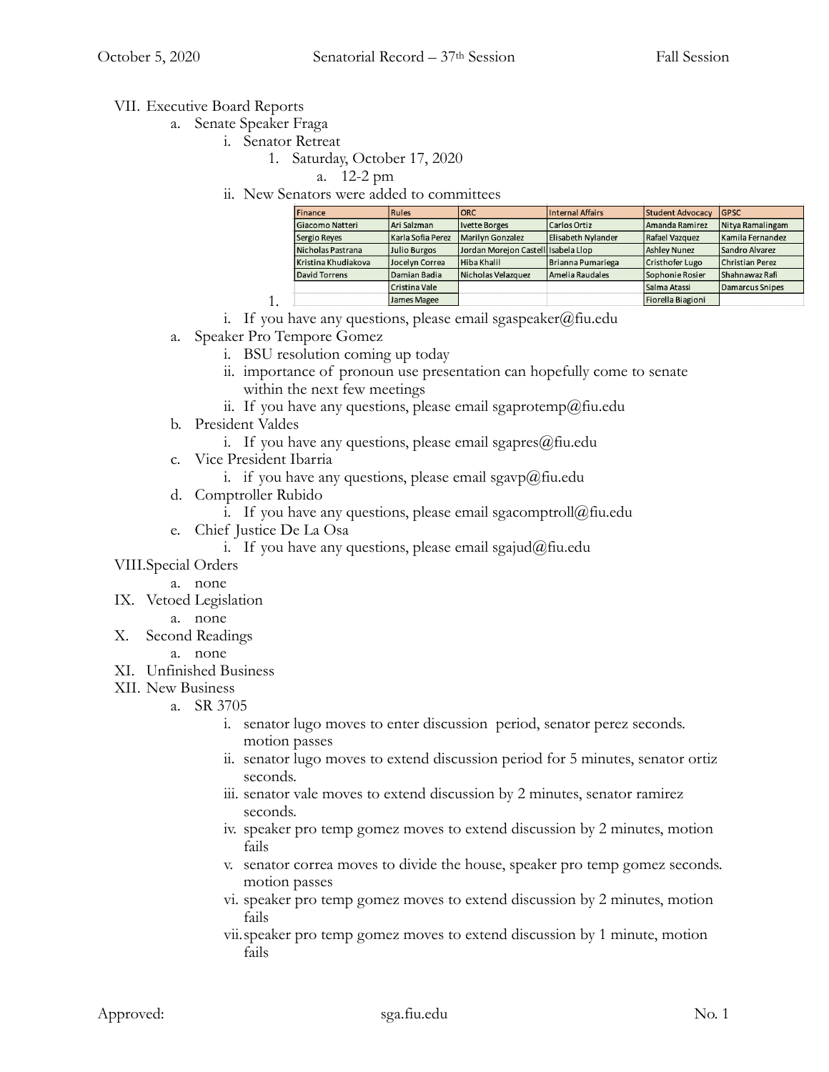VII. Executive Board Reports
   a. Senate Speaker Fraga
      i. Senator Retreat
         1. Saturday, October 17, 2020
            a. 12-2 pm
      ii. New Senators were added to committees
         1.

| Finance | Rules | ORC | Internal Affairs | Student Advocacy | GPSC |
|---|---|---|---|---|---|
| Giacomo Natteri | Ari Salzman | Ivette Borges | Carlos Ortiz | Amanda Ramirez | Nitya Ramalingam |
| Sergio Reyes | Karla Sofia Perez | Marilyn Gonzalez | Elisabeth Nylander | Rafael Vazquez | Kamila Fernandez |
| Nicholas Pastrana | Julio Burgos | Jordan Morejon Castell | Isabela Llop | Ashley Nunez | Sandro Alvarez |
| Kristina Khudiakova | Jocelyn Correa | Hiba Khalil | Brianna Pumariega | Cristhofer Lugo | Christian Perez |
| David Torrens | Damian Badia | Nicholas Velazquez | Amelia Raudales | Sophonie Rosier | Shahnawaz Rafi |
| | Cristina Vale | | | Salma Atassi | Damarcus Snipes |
| | James Magee | | | Fiorella Biagioni | |

      i. If you have any questions, please email sgaspeaker@fiu.edu
   a. Speaker Pro Tempore Gomez
      i. BSU resolution coming up today
      ii. importance of pronoun use presentation can hopefully come to senate within the next few meetings
      ii. If you have any questions, please email sgaprotemp@fiu.edu
   b. President Valdes
      i. If you have any questions, please email sgapres@fiu.edu
   c. Vice President Ibarria
      i. if you have any questions, please email sgavp@fiu.edu
   d. Comptroller Rubido
      i. If you have any questions, please email sgacomptroll@fiu.edu
   e. Chief Justice De La Osa
      i. If you have any questions, please email sgajud@fiu.edu

VIII. Special Orders
   a. none

IX. Vetoed Legislation
   a. none

X. Second Readings
   a. none

XI. Unfinished Business

XII. New Business
   a. SR 3705
      i. senator lugo moves to enter discussion period, senator perez seconds. motion passes
      ii. senator lugo moves to extend discussion period for 5 minutes, senator ortiz seconds.
      iii. senator vale moves to extend discussion by 2 minutes, senator ramirez seconds.
      iv. speaker pro temp gomez moves to extend discussion by 2 minutes, motion fails
      v. senator correa moves to divide the house, speaker pro temp gomez seconds. motion passes
      vi. speaker pro temp gomez moves to extend discussion by 2 minutes, motion fails
      vii. speaker pro temp gomez moves to extend discussion by 1 minute, motion fails

Approved: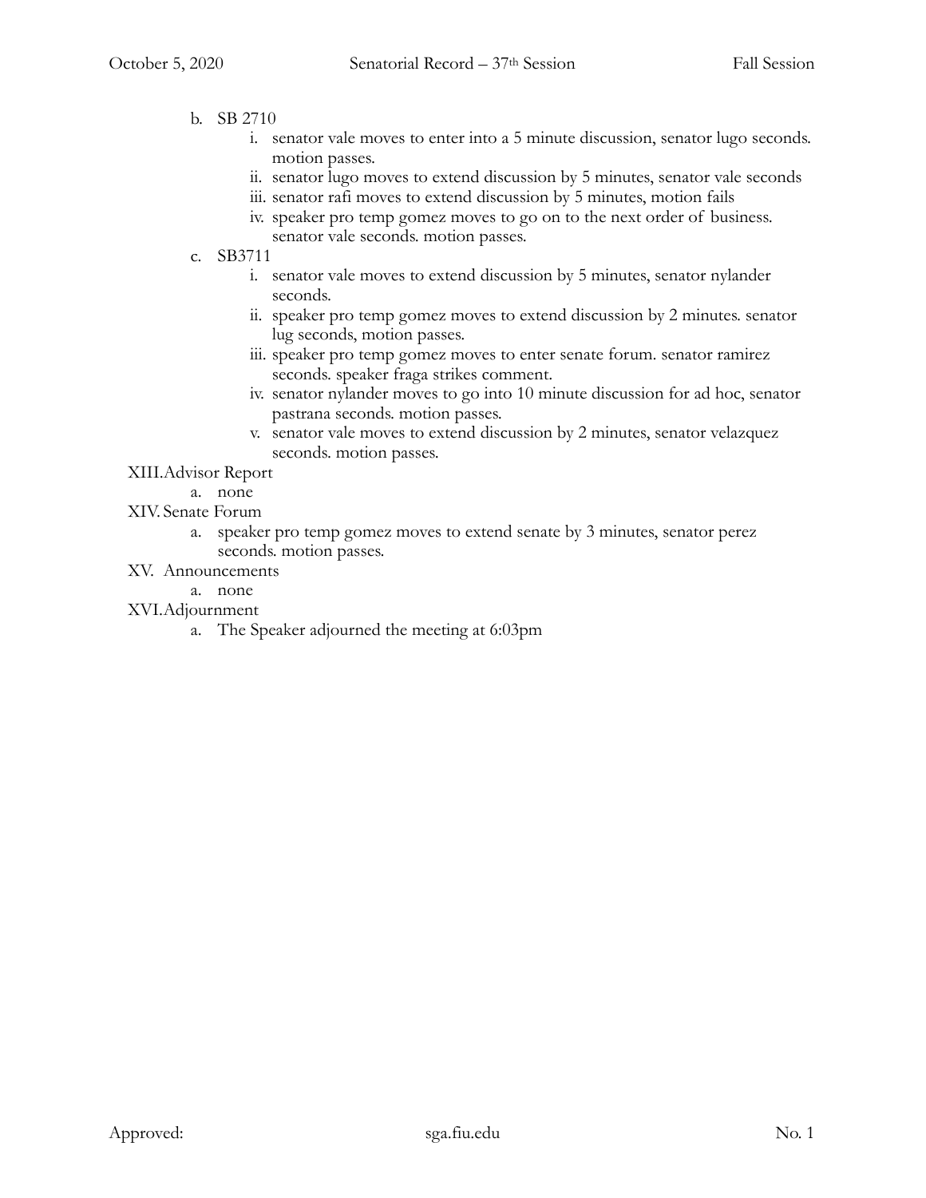b. SB 2710
   i. senator vale moves to enter into a 5 minute discussion, senator lugo seconds. motion passes.
   ii. senator lugo moves to extend discussion by 5 minutes, senator vale seconds
   iii. senator rafi moves to extend discussion by 5 minutes, motion fails
   iv. speaker pro temp gomez moves to go on to the next order of business. senator vale seconds. motion passes.

c. SB3711
   i. senator vale moves to extend discussion by 5 minutes, senator nylander seconds.
   ii. speaker pro temp gomez moves to extend discussion by 2 minutes. senator lug seconds, motion passes.
   iii. speaker pro temp gomez moves to enter senate forum. senator ramirez seconds. speaker fraga strikes comment.
   iv. senator nylander moves to go into 10 minute discussion for ad hoc, senator pastrana seconds. motion passes.
   v. senator vale moves to extend discussion by 2 minutes, senator velazquez seconds. motion passes.

XIII. Advisor Report
   a. none

XIV. Senate Forum
   a. speaker pro temp gomez moves to extend senate by 3 minutes, senator perez seconds. motion passes.

XV. Announcements
   a. none

XVI. Adjournment
   a. The Speaker adjourned the meeting at 6:03pm

Approved: